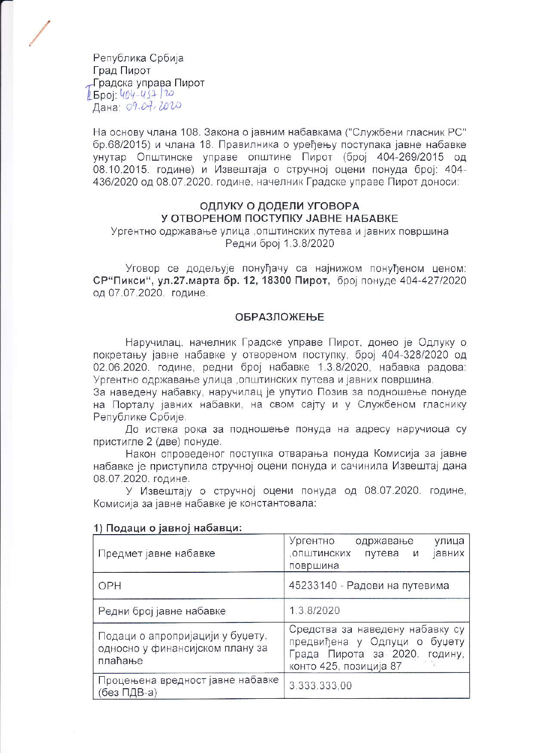Република Србија
Град Пирот
Градска управа Пирот
Број: 404-457/20
Дана: 09.07.2020

На основу члана 108. Закона о јавним набавкама ("Службени гласник РС" бр.68/2015) и члана 18. Правилника о уређењу поступака јавне набавке унутар Општинске управе општине Пирот (број 404-269/2015 од 08.10.2015. године) и Извештаја о стручној оцени понуда број: 404-436/2020 од 08.07.2020. године, начелник Градске управе Пирот доноси:

## ОДЛУКУ О ДОДЕЛИ УГОВОРА У ОТВОРЕНОМ ПОСТУПКУ ЈАВНЕ НАБАВКЕ

Ургентно одржавање улица ,општинских путева и јавних површина
Редни број 1.3.8/2020

Уговор се додељује понуђачу са најнижом понуђеном ценом: **СР"Пикси", ул.27.марта бр. 12, 18300 Пирот,** број понуде 404-427/2020 од 07.07.2020. године.

## ОБРАЗЛОЖЕЊЕ

Наручилац, начелник Градске управе Пирот, донео је Одлуку о покретању јавне набавке у отвореном поступку, број 404-328/2020 од 02.06.2020. године, редни број набавке 1.3.8/2020, набавка радова: Ургентно одржавање улица ,општинских путева и јавних површина.
За наведену набавку, наручилац је упутио Позив за подношење понуде на Порталу јавних набавки, на свом сајту и у Службеном гласнику Републике Србије.

До истека рока за подношење понуда на адресу наручиоца су пристигле 2 (две) понуде.

Након спроведеног поступка отварања понуда Комисија за јавне набавке је приступила стручној оцени понуда и сачинила Извештај дана 08.07.2020. године.

У Извештају о стручној оцени понуда од 08.07.2020. године, Комисија за јавне набавке је константовала:

**1) Подаци о јавној набавци:**

| | |
|---|---|
| Предмет јавне набавке | Ургентно одржавање улица ,општинских путева и јавних површина |
| ОРН | 45233140 - Радови на путевима |
| Редни број јавне набавке | 1.3.8/2020 |
| Подаци о апропријацији у буџету, односно у финансијском плану за плаћање | Средства за наведену набавку су предвиђена у Одлуци о буџету Града Пирота за 2020. годину, конто 425, позиција 87 |
| Процењена вредност јавне набавке (без ПДВ-а) | 3.333.333,00 |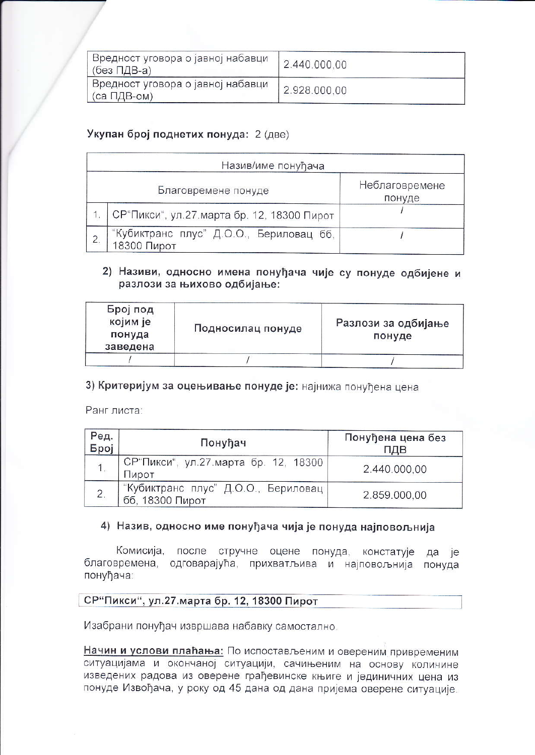| Вредност уговора о јавној набавци (без ПДВ-а) | 2.440.000,00 |
|---|---|
| Вредност уговора о јавној набавци (са ПДВ-ом) | 2.928.000,00 |

**Укупан број поднетих понуда:** 2 (две)

| Назив/име понуђача | | |
|---|---|---|
| Благовремене понуде | | Неблаговремене понуде |
| 1. | СР"Пикси", ул.27.марта бр. 12, 18300 Пирот | / |
| 2. | "Кубиктранс плус" Д.О.О., Бериловац бб, 18300 Пирот | / |

**2) Називи, односно имена понуђача чије су понуде одбијене и разлози за њихово одбијање:**

| Број под којим је понуда заведена | Подносилац понуде | Разлози за одбијање понуде |
|---|---|---|
| / | / | / |

**3) Критеријум за оцењивање понуде је:** најнижа понуђена цена

Ранг листа:

| Ред. Број | Понуђач | Понуђена цена без ПДВ |
|---|---|---|
| 1. | СР"Пикси", ул.27.марта бр. 12, 18300 Пирот | 2.440.000,00 |
| 2. | "Кубиктранс плус" Д.О.О., Бериловац бб, 18300 Пирот | 2.859.000,00 |

**4) Назив, односно име понуђача чија је понуда најповољнија**

Комисија, после стручне оцене понуда, констатује да је благовремена, одговарајућа, прихватљива и најповољнија понуда понуђача:

**СР"Пикси", ул.27.марта бр. 12, 18300 Пирот**

Изабрани понуђач извршава набавку самостално.

**Начин и услови плаћања:** По испостављеним и овереним привременим ситуацијама и окончаној ситуацији, сачињеним на основу количине изведених радова из оверене грађевинске књиге и јединичних цена из понуде Извођача, у року од 45 дана од дана пријема оверене ситуације.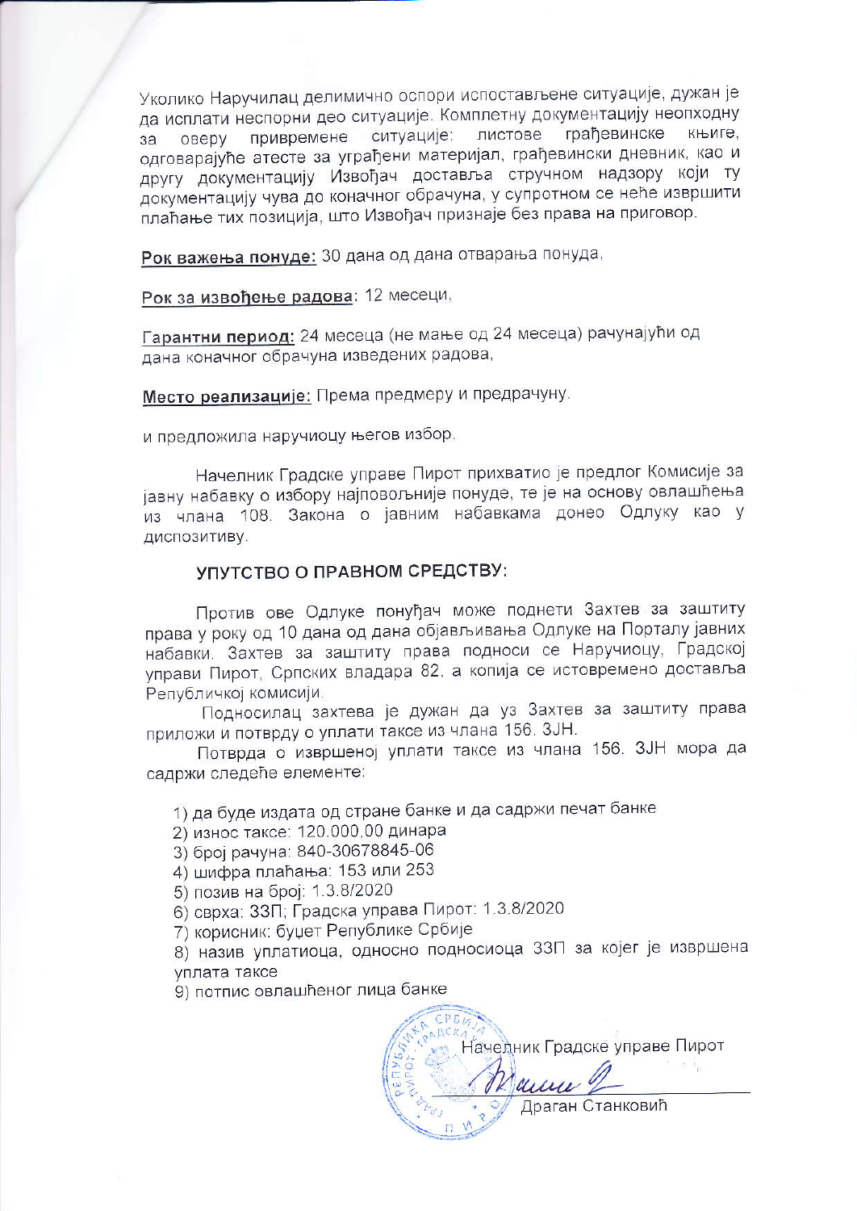Уколико Наручилац делимично оспори испостављене ситуације, дужан је да исплати неспорни део ситуације. Комплетну документацију неопходну за оверу привремене ситуације: листове грађевинске књиге, одговарајуће атесте за уграђени материјал, грађевински дневник, као и другу документацију Извођач доставља стручном надзору који ту документацију чува до коначног обрачуна, у супротном се неће извршити плаћање тих позиција, што Извођач признаје без права на приговор.

**Рок важења понуде:** 30 дана од дана отварања понуда,

**Рок за извођење радова**: 12 месеци,

**Гарантни период:** 24 месеца (не мање од 24 месеца) рачунајући од дана коначног обрачуна изведених радова,

**Место реализације:** Према предмеру и предрачуну.

и предложила наручиоцу његов избор.

Начелник Градске управе Пирот прихватио је предлог Комисије за јавну набавку о избору најповољније понуде, те је на основу овлашћења из члана 108. Закона о јавним набавкама донео Одлуку као у диспозитиву.

## УПУТСТВО О ПРАВНОМ СРЕДСТВУ:

Против ове Одлуке понуђач може поднети Захтев за заштиту права у року од 10 дана од дана објављивања Одлуке на Порталу јавних набавки. Захтев за заштиту права подноси се Наручиоцу, Градској управи Пирот, Српских владара 82, а копија се истовремено доставља Републичкој комисији.

Подносилац захтева је дужан да уз Захтев за заштиту права приложи и потврду о уплати таксе из члана 156. ЗЈН.

Потврда о извршеној уплати таксе из члана 156. ЗЈН мора да садржи следеће елементе:

1) да буде издата од стране банке и да садржи печат банке
2) износ таксе: 120.000,00 динара
3) број рачуна: 840-30678845-06
4) шифра плаћања: 153 или 253
5) позив на број: 1.3.8/2020
6) сврха: ЗЗП; Градска управа Пирот: 1.3.8/2020
7) корисник: буџет Републике Србије
8) назив уплатиоца, односно подносиоца ЗЗП за којег је извршена уплата таксе
9) потпис овлашћеног лица банке

Начелник Градске управе Пирот

Драган Станковић